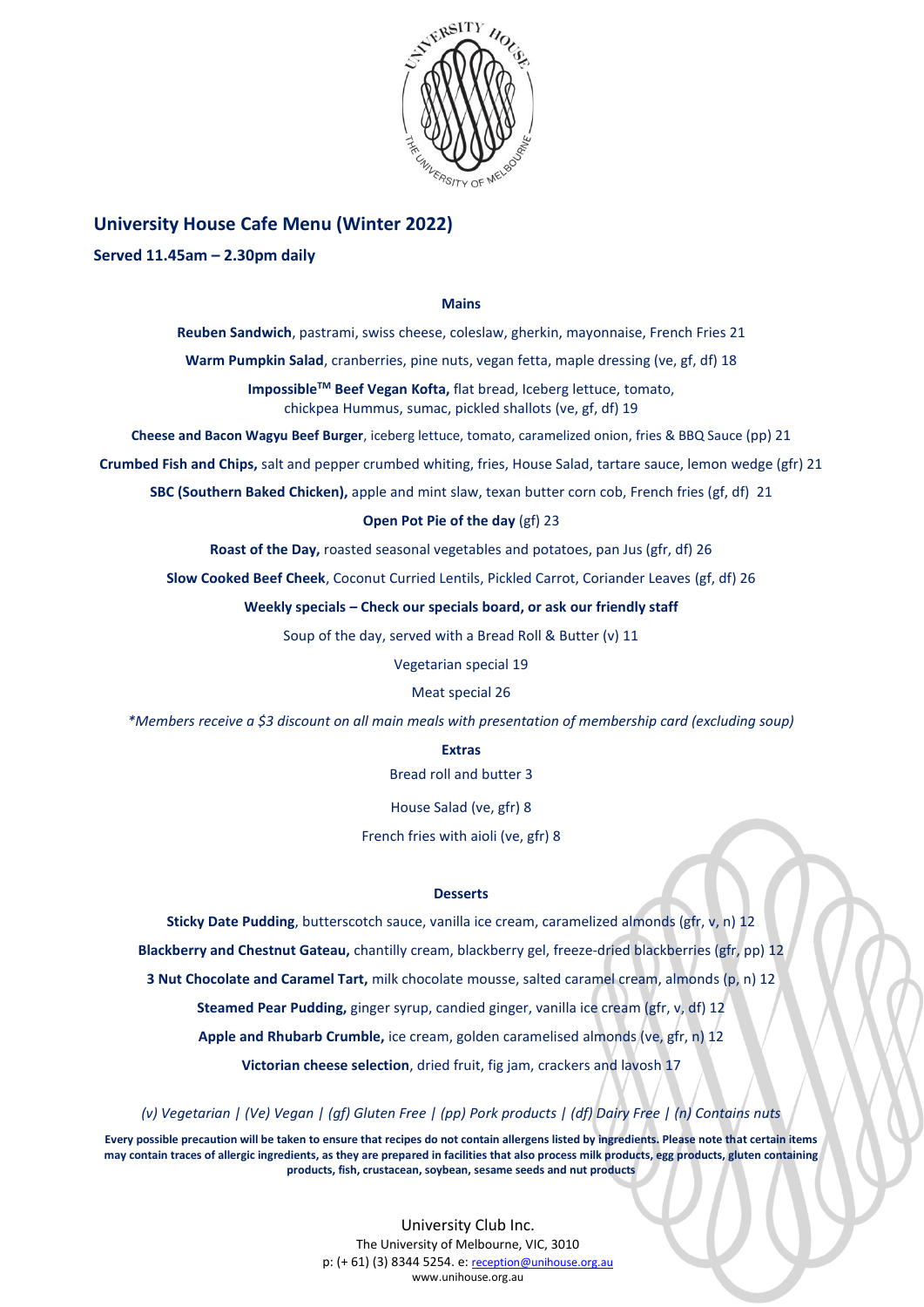## University House Cafe Menu (Winter 2022)

**Served 11.45am – 2.30pm daily**

### Mains

**Reuben Sandwich**, pastrami, swiss cheese, coleslaw, gherkin, mayonnaise, French Fries 21

**Warm Pumpkin Salad**, cranberries, pine nuts, vegan fetta, maple dressing (ve, gf, df) 18

**Impossible™ Beef Vegan Kofta,** flat bread, Iceberg lettuce, tomato, chickpea Hummus, sumac, pickled shallots (ve, gf, df) 19

**Cheese and Bacon Wagyu Beef Burger**, iceberg lettuce, tomato, caramelized onion, fries & BBQ Sauce (pp) 21

**Crumbed Fish and Chips,** salt and pepper crumbed whiting, fries, House Salad, tartare sauce, lemon wedge (gfr) 21

**SBC (Southern Baked Chicken),** apple and mint slaw, texan butter corn cob, French fries (gf, df) 21

**Open Pot Pie of the day** (gf) 23

**Roast of the Day,** roasted seasonal vegetables and potatoes, pan Jus (gfr, df) 26

**Slow Cooked Beef Cheek**, Coconut Curried Lentils, Pickled Carrot, Coriander Leaves (gf, df) 26

**Weekly specials – Check our specials board, or ask our friendly staff**

Soup of the day, served with a Bread Roll & Butter (v) 11

Vegetarian special 19

Meat special 26

*\*Members receive a $3 discount on all main meals with presentation of membership card (excluding soup)*

### Extras

Bread roll and butter 3

House Salad (ve, gfr) 8

French fries with aioli (ve, gfr) 8

### Desserts

**Sticky Date Pudding**, butterscotch sauce, vanilla ice cream, caramelized almonds (gfr, v, n) 12

**Blackberry and Chestnut Gateau,** chantilly cream, blackberry gel, freeze-dried blackberries (gfr, pp) 12

**3 Nut Chocolate and Caramel Tart,** milk chocolate mousse, salted caramel cream, almonds (p, n) 12

**Steamed Pear Pudding,** ginger syrup, candied ginger, vanilla ice cream (gfr, v, df) 12

**Apple and Rhubarb Crumble,** ice cream, golden caramelised almonds (ve, gfr, n) 12

**Victorian cheese selection**, dried fruit, fig jam, crackers and lavosh 17

*(v) Vegetarian | (Ve) Vegan | (gf) Gluten Free | (pp) Pork products | (df) Dairy Free | (n) Contains nuts*

**Every possible precaution will be taken to ensure that recipes do not contain allergens listed by ingredients. Please note that certain items may contain traces of allergic ingredients, as they are prepared in facilities that also process milk products, egg products, gluten containing products, fish, crustacean, soybean, sesame seeds and nut products**

University Club Inc.
The University of Melbourne, VIC, 3010
p: (+ 61) (3) 8344 5254. e: reception@unihouse.org.au
www.unihouse.org.au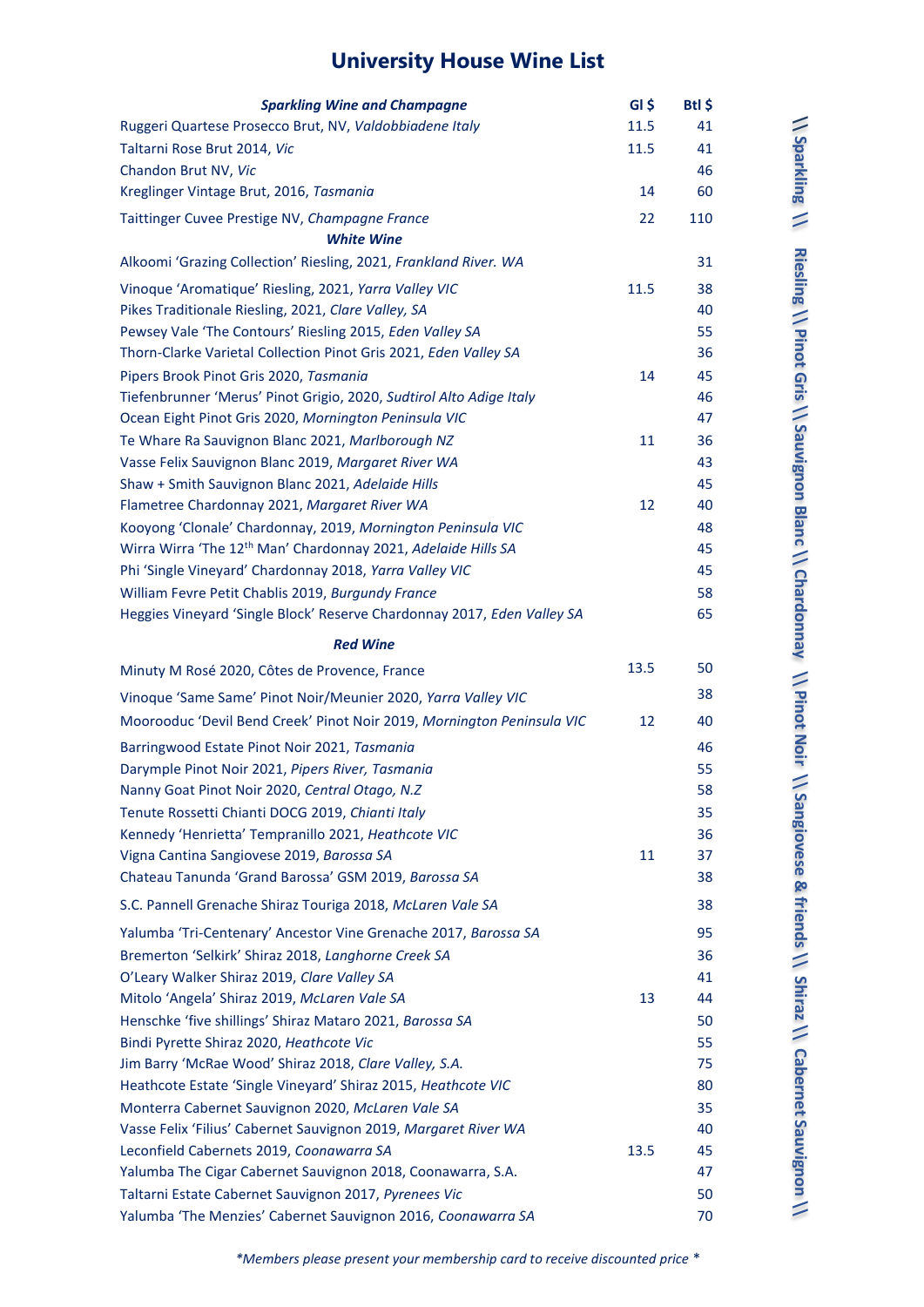# University House Wine List

| Sparkling Wine and Champagne | Gl $ | Btl $ |
|---|---|---|
| Ruggeri Quartese Prosecco Brut, NV, *Valdobbiadene Italy* | 11.5 | 41 |
| Taltarni Rose Brut 2014, *Vic* | 11.5 | 41 |
| Chandon Brut NV, *Vic* | | 46 |
| Kreglinger Vintage Brut, 2016, *Tasmania* | 14 | 60 |
| Taittinger Cuvee Prestige NV, *Champagne France* | 22 | 110 |
| ***White Wine*** | | |
| Alkoomi 'Grazing Collection' Riesling, 2021, *Frankland River. WA* | | 31 |
| Vinoque 'Aromatique' Riesling, 2021, *Yarra Valley VIC* | 11.5 | 38 |
| Pikes Traditionale Riesling, 2021, *Clare Valley, SA* | | 40 |
| Pewsey Vale 'The Contours' Riesling 2015, *Eden Valley SA* | | 55 |
| Thorn-Clarke Varietal Collection Pinot Gris 2021, *Eden Valley SA* | | 36 |
| Pipers Brook Pinot Gris 2020, *Tasmania* | 14 | 45 |
| Tiefenbrunner 'Merus' Pinot Grigio, 2020, *Sudtirol Alto Adige Italy* | | 46 |
| Ocean Eight Pinot Gris 2020, *Mornington Peninsula VIC* | | 47 |
| Te Whare Ra Sauvignon Blanc 2021, *Marlborough NZ* | 11 | 36 |
| Vasse Felix Sauvignon Blanc 2019, *Margaret River WA* | | 43 |
| Shaw + Smith Sauvignon Blanc 2021, *Adelaide Hills* | | 45 |
| Flametree Chardonnay 2021, *Margaret River WA* | 12 | 40 |
| Kooyong 'Clonale' Chardonnay, 2019, *Mornington Peninsula VIC* | | 48 |
| Wirra Wirra 'The 12th Man' Chardonnay 2021, *Adelaide Hills SA* | | 45 |
| Phi 'Single Vineyard' Chardonnay 2018, *Yarra Valley VIC* | | 45 |
| William Fevre Petit Chablis 2019, *Burgundy France* | | 58 |
| Heggies Vineyard 'Single Block' Reserve Chardonnay 2017, *Eden Valley SA* | | 65 |
| ***Red Wine*** | | |
| Minuty M Rosé 2020, Côtes de Provence, France | 13.5 | 50 |
| Vinoque 'Same Same' Pinot Noir/Meunier 2020, *Yarra Valley VIC* | | 38 |
| Moorooduc 'Devil Bend Creek' Pinot Noir 2019, *Mornington Peninsula VIC* | 12 | 40 |
| Barringwood Estate Pinot Noir 2021, *Tasmania* | | 46 |
| Darymple Pinot Noir 2021, *Pipers River, Tasmania* | | 55 |
| Nanny Goat Pinot Noir 2020, *Central Otago, N.Z* | | 58 |
| Tenute Rossetti Chianti DOCG 2019, *Chianti Italy* | | 35 |
| Kennedy 'Henrietta' Tempranillo 2021, *Heathcote VIC* | | 36 |
| Vigna Cantina Sangiovese 2019, *Barossa SA* | 11 | 37 |
| Chateau Tanunda 'Grand Barossa' GSM 2019, *Barossa SA* | | 38 |
| S.C. Pannell Grenache Shiraz Touriga 2018, *McLaren Vale SA* | | 38 |
| Yalumba 'Tri-Centenary' Ancestor Vine Grenache 2017, *Barossa SA* | | 95 |
| Bremerton 'Selkirk' Shiraz 2018, *Langhorne Creek SA* | | 36 |
| O'Leary Walker Shiraz 2019, *Clare Valley SA* | | 41 |
| Mitolo 'Angela' Shiraz 2019, *McLaren Vale SA* | 13 | 44 |
| Henschke 'five shillings' Shiraz Mataro 2021, *Barossa SA* | | 50 |
| Bindi Pyrette Shiraz 2020, *Heathcote Vic* | | 55 |
| Jim Barry 'McRae Wood' Shiraz 2018, *Clare Valley, S.A.* | | 75 |
| Heathcote Estate 'Single Vineyard' Shiraz 2015, *Heathcote VIC* | | 80 |
| Monterra Cabernet Sauvignon 2020, *McLaren Vale SA* | | 35 |
| Vasse Felix 'Filius' Cabernet Sauvignon 2019, *Margaret River WA* | | 40 |
| Leconfield Cabernets 2019, *Coonawarra SA* | 13.5 | 45 |
| Yalumba The Cigar Cabernet Sauvignon 2018, Coonawarra, S.A. | | 47 |
| Taltarni Estate Cabernet Sauvignon 2017, *Pyrenees Vic* | | 50 |
| Yalumba 'The Menzies' Cabernet Sauvignon 2016, *Coonawarra SA* | | 70 |

\\ Sparkling \\ Riesling \\ Pinot Gris \\ Sauvignon Blanc \\ Chardonnay \\ Pinot Noir \\ Sangiovese & friends \\ Shiraz \\ Cabernet Sauvignon \\

*\*Members please present your membership card to receive discounted price \**